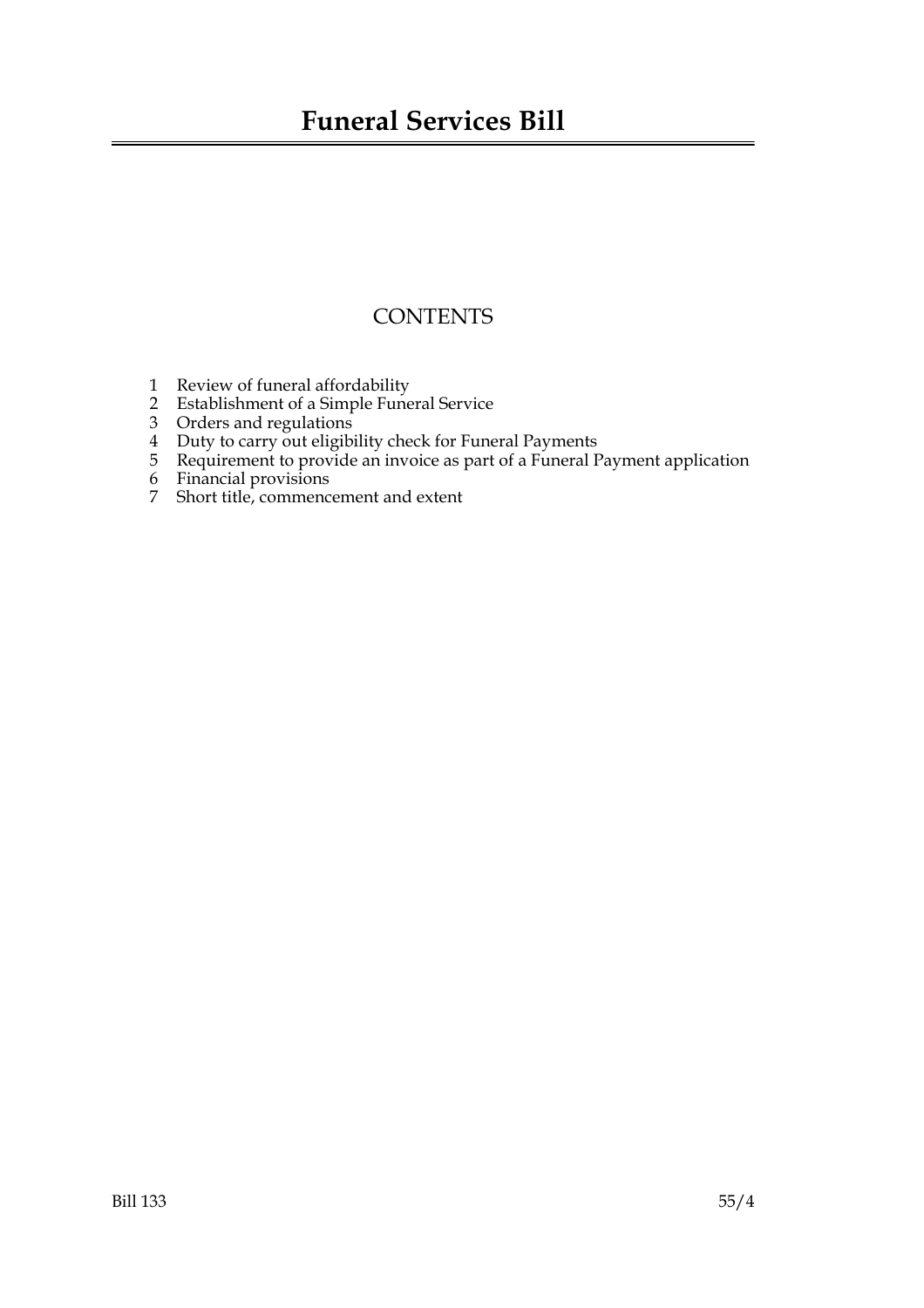# Funeral Services Bill

## CONTENTS

1 Review of funeral affordability
2 Establishment of a Simple Funeral Service
3 Orders and regulations
4 Duty to carry out eligibility check for Funeral Payments
5 Requirement to provide an invoice as part of a Funeral Payment application
6 Financial provisions
7 Short title, commencement and extent

Bill 133 55/4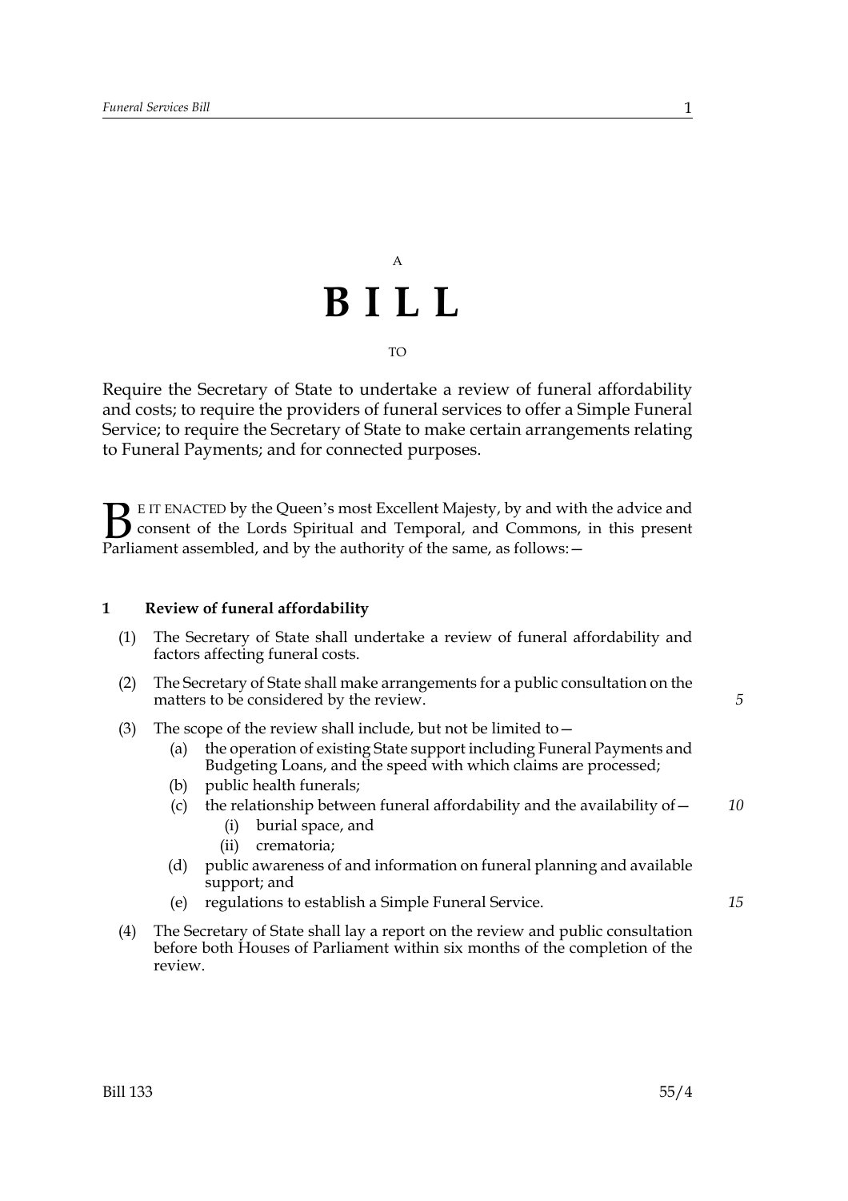A

# BILL

TO

Require the Secretary of State to undertake a review of funeral affordability and costs; to require the providers of funeral services to offer a Simple Funeral Service; to require the Secretary of State to make certain arrangements relating to Funeral Payments; and for connected purposes.

BE IT ENACTED by the Queen's most Excellent Majesty, by and with the advice and consent of the Lords Spiritual and Temporal, and Commons, in this present Parliament assembled, and by the authority of the same, as follows:—

## 1 Review of funeral affordability

(1) The Secretary of State shall undertake a review of funeral affordability and factors affecting funeral costs.

(2) The Secretary of State shall make arrangements for a public consultation on the matters to be considered by the review.

(3) The scope of the review shall include, but not be limited to—

- (a) the operation of existing State support including Funeral Payments and Budgeting Loans, and the speed with which claims are processed;
- (b) public health funerals;
- (c) the relationship between funeral affordability and the availability of—
  - (i) burial space, and
  - (ii) crematoria;
- (d) public awareness of and information on funeral planning and available support; and
- (e) regulations to establish a Simple Funeral Service.

(4) The Secretary of State shall lay a report on the review and public consultation before both Houses of Parliament within six months of the completion of the review.

Bill 133 55/4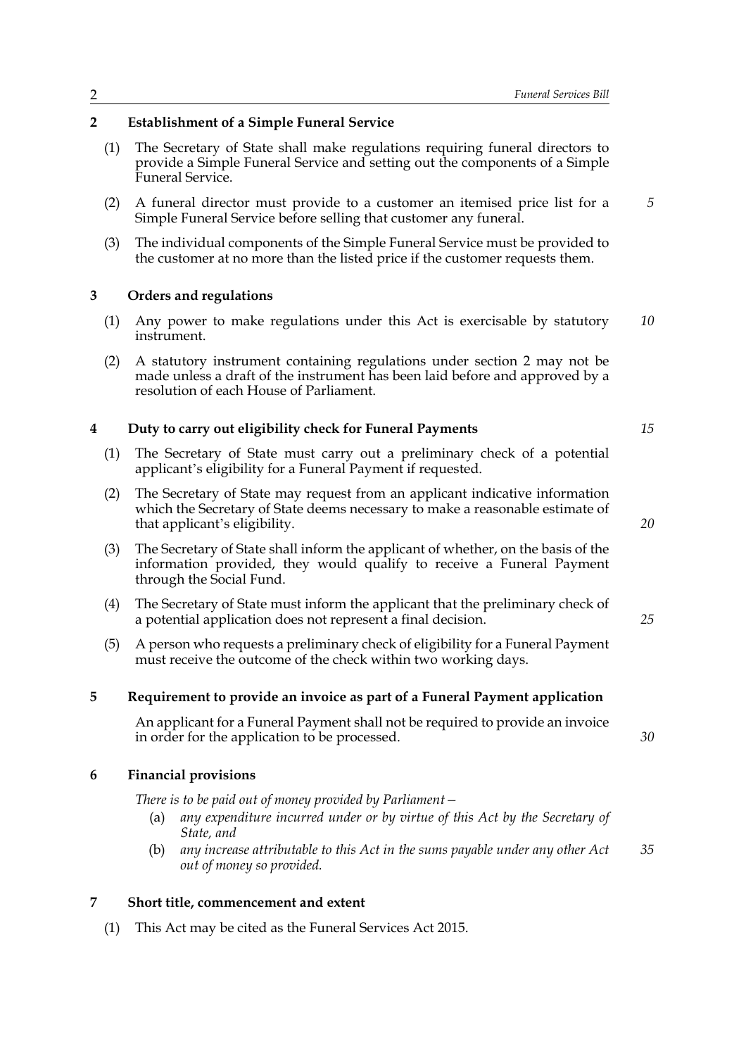## 2 Establishment of a Simple Funeral Service

(1) The Secretary of State shall make regulations requiring funeral directors to provide a Simple Funeral Service and setting out the components of a Simple Funeral Service.

(2) A funeral director must provide to a customer an itemised price list for a Simple Funeral Service before selling that customer any funeral.

(3) The individual components of the Simple Funeral Service must be provided to the customer at no more than the listed price if the customer requests them.

## 3 Orders and regulations

(1) Any power to make regulations under this Act is exercisable by statutory instrument.

(2) A statutory instrument containing regulations under section 2 may not be made unless a draft of the instrument has been laid before and approved by a resolution of each House of Parliament.

## 4 Duty to carry out eligibility check for Funeral Payments

(1) The Secretary of State must carry out a preliminary check of a potential applicant's eligibility for a Funeral Payment if requested.

(2) The Secretary of State may request from an applicant indicative information which the Secretary of State deems necessary to make a reasonable estimate of that applicant's eligibility.

(3) The Secretary of State shall inform the applicant of whether, on the basis of the information provided, they would qualify to receive a Funeral Payment through the Social Fund.

(4) The Secretary of State must inform the applicant that the preliminary check of a potential application does not represent a final decision.

(5) A person who requests a preliminary check of eligibility for a Funeral Payment must receive the outcome of the check within two working days.

## 5 Requirement to provide an invoice as part of a Funeral Payment application

An applicant for a Funeral Payment shall not be required to provide an invoice in order for the application to be processed.

## 6 Financial provisions

*There is to be paid out of money provided by Parliament—*

(a) *any expenditure incurred under or by virtue of this Act by the Secretary of State, and*

(b) *any increase attributable to this Act in the sums payable under any other Act out of money so provided.*

## 7 Short title, commencement and extent

(1) This Act may be cited as the Funeral Services Act 2015.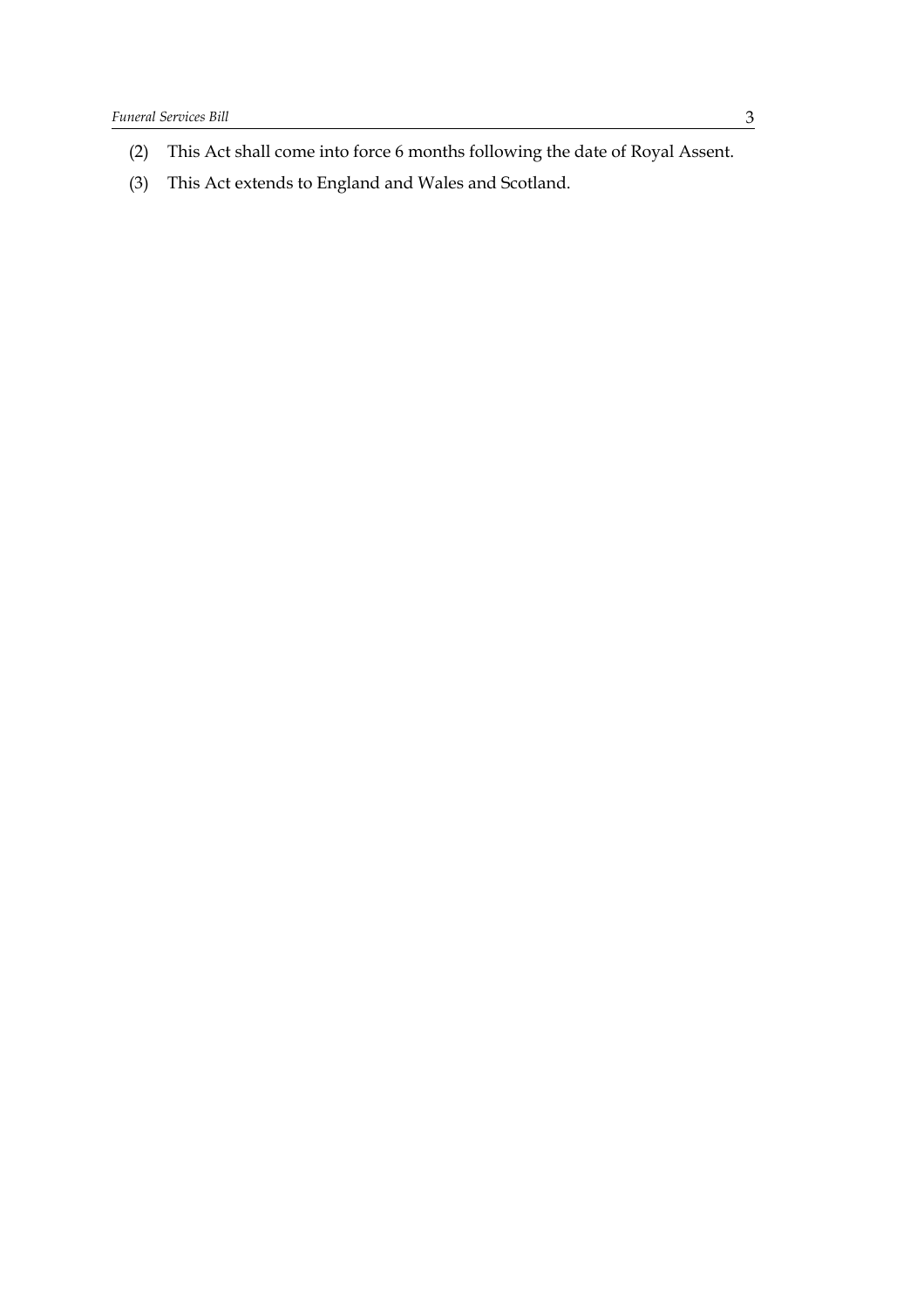(2) This Act shall come into force 6 months following the date of Royal Assent.

(3) This Act extends to England and Wales and Scotland.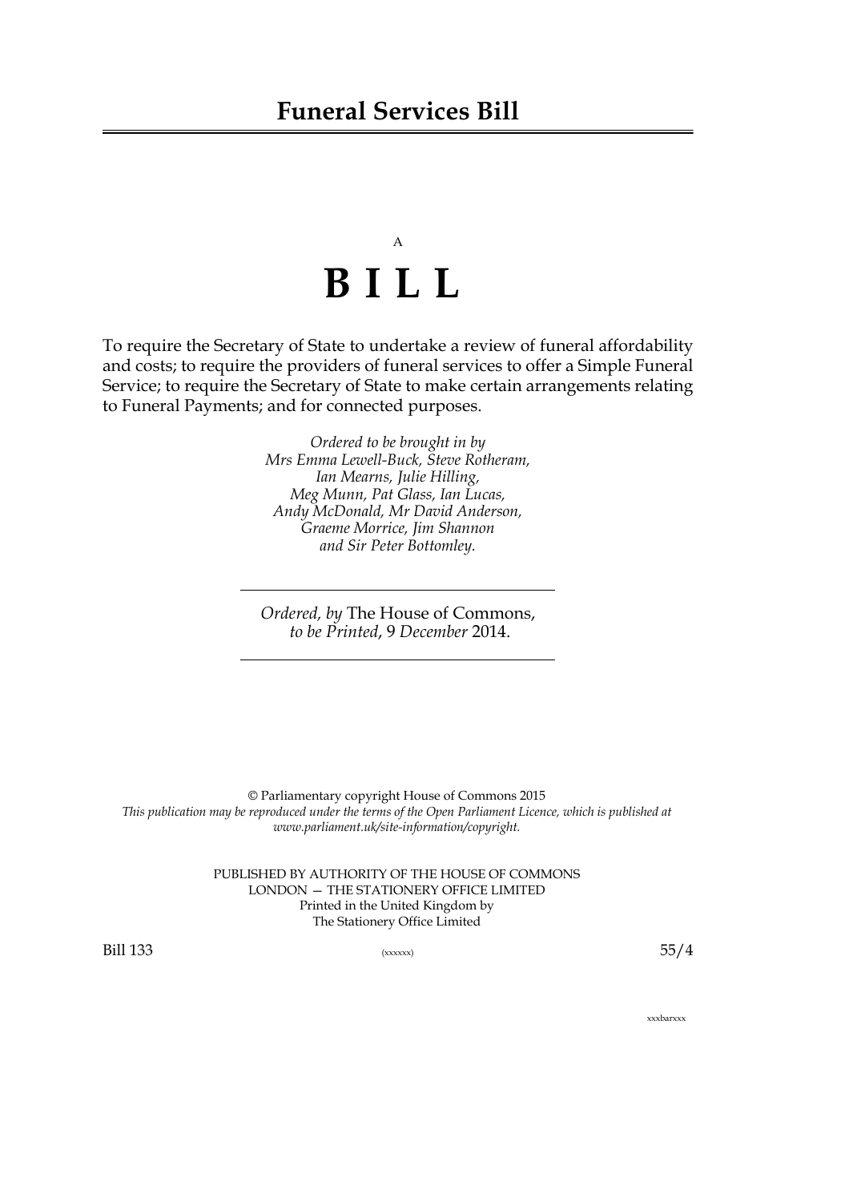# Funeral Services Bill

A

# B I L L

To require the Secretary of State to undertake a review of funeral affordability and costs; to require the providers of funeral services to offer a Simple Funeral Service; to require the Secretary of State to make certain arrangements relating to Funeral Payments; and for connected purposes.

*Ordered to be brought in by*
*Mrs Emma Lewell-Buck, Steve Rotheram,*
*Ian Mearns, Julie Hilling,*
*Meg Munn, Pat Glass, Ian Lucas,*
*Andy McDonald, Mr David Anderson,*
*Graeme Morrice, Jim Shannon*
*and Sir Peter Bottomley.*

---

*Ordered, by* The House of Commons, *to be Printed*, 9 *December* 2014.

---

© Parliamentary copyright House of Commons 2015
*This publication may be reproduced under the terms of the Open Parliament Licence, which is published at www.parliament.uk/site-information/copyright.*

PUBLISHED BY AUTHORITY OF THE HOUSE OF COMMONS
LONDON — THE STATIONERY OFFICE LIMITED
Printed in the United Kingdom by
The Stationery Office Limited

Bill 133 (xxxxxx) 55/4

xxxbarxxx